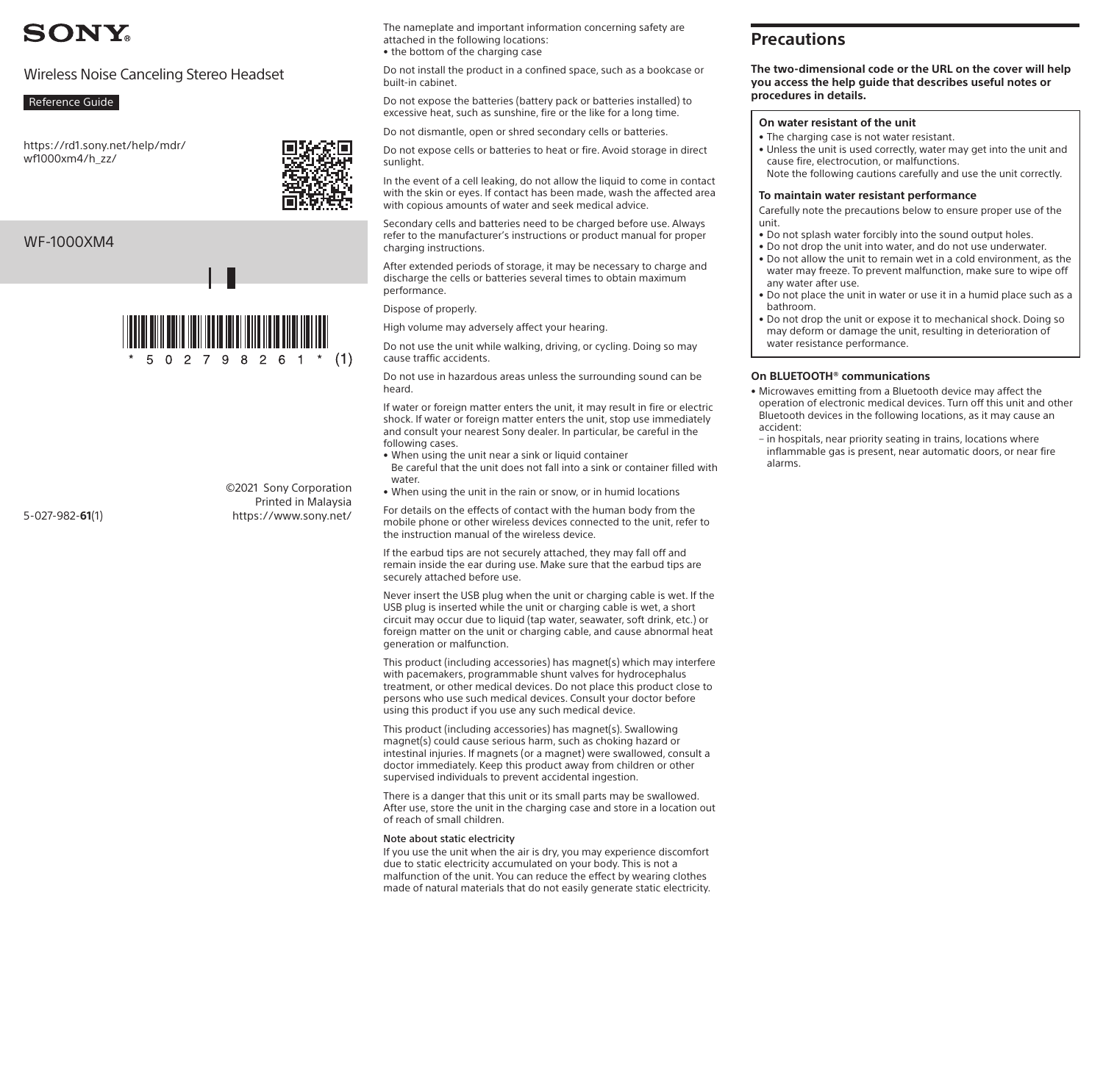# SONY

Wireless Noise Canceling Stereo Headset

Reference Guide

https://rd1.sony.net/help/mdr/wf1000xm4/h_zz/

WF-1000XM4

*5027982 61* (1)

©2021 Sony Corporation
Printed in Malaysia
https://www.sony.net/

5-027-982-**61**(1)

The nameplate and important information concerning safety are attached in the following locations:
- the bottom of the charging case

Do not install the product in a confined space, such as a bookcase or built-in cabinet.

Do not expose the batteries (battery pack or batteries installed) to excessive heat, such as sunshine, fire or the like for a long time.

Do not dismantle, open or shred secondary cells or batteries.

Do not expose cells or batteries to heat or fire. Avoid storage in direct sunlight.

In the event of a cell leaking, do not allow the liquid to come in contact with the skin or eyes. If contact has been made, wash the affected area with copious amounts of water and seek medical advice.

Secondary cells and batteries need to be charged before use. Always refer to the manufacturer's instructions or product manual for proper charging instructions.

After extended periods of storage, it may be necessary to charge and discharge the cells or batteries several times to obtain maximum performance.

Dispose of properly.

High volume may adversely affect your hearing.

Do not use the unit while walking, driving, or cycling. Doing so may cause traffic accidents.

Do not use in hazardous areas unless the surrounding sound can be heard.

If water or foreign matter enters the unit, it may result in fire or electric shock. If water or foreign matter enters the unit, stop use immediately and consult your nearest Sony dealer. In particular, be careful in the following cases.
- When using the unit near a sink or liquid container
  Be careful that the unit does not fall into a sink or container filled with water.
- When using the unit in the rain or snow, or in humid locations

For details on the effects of contact with the human body from the mobile phone or other wireless devices connected to the unit, refer to the instruction manual of the wireless device.

If the earbud tips are not securely attached, they may fall off and remain inside the ear during use. Make sure that the earbud tips are securely attached before use.

Never insert the USB plug when the unit or charging cable is wet. If the USB plug is inserted while the unit or charging cable is wet, a short circuit may occur due to liquid (tap water, seawater, soft drink, etc.) or foreign matter on the unit or charging cable, and cause abnormal heat generation or malfunction.

This product (including accessories) has magnet(s) which may interfere with pacemakers, programmable shunt valves for hydrocephalus treatment, or other medical devices. Do not place this product close to persons who use such medical devices. Consult your doctor before using this product if you use any such medical device.

This product (including accessories) has magnet(s). Swallowing magnet(s) could cause serious harm, such as choking hazard or intestinal injuries. If magnets (or a magnet) were swallowed, consult a doctor immediately. Keep this product away from children or other supervised individuals to prevent accidental ingestion.

There is a danger that this unit or its small parts may be swallowed. After use, store the unit in the charging case and store in a location out of reach of small children.

Note about static electricity

If you use the unit when the air is dry, you may experience discomfort due to static electricity accumulated on your body. This is not a malfunction of the unit. You can reduce the effect by wearing clothes made of natural materials that do not easily generate static electricity.

## Precautions

**The two-dimensional code or the URL on the cover will help you access the help guide that describes useful notes or procedures in details.**

### On water resistant of the unit

- The charging case is not water resistant.
- Unless the unit is used correctly, water may get into the unit and cause fire, electrocution, or malfunctions.
  Note the following cautions carefully and use the unit correctly.

### To maintain water resistant performance

Carefully note the precautions below to ensure proper use of the unit.
- Do not splash water forcibly into the sound output holes.
- Do not drop the unit into water, and do not use underwater.
- Do not allow the unit to remain wet in a cold environment, as the water may freeze. To prevent malfunction, make sure to wipe off any water after use.
- Do not place the unit in water or use it in a humid place such as a bathroom.
- Do not drop the unit or expose it to mechanical shock. Doing so may deform or damage the unit, resulting in deterioration of water resistance performance.

### On BLUETOOTH® communications

- Microwaves emitting from a Bluetooth device may affect the operation of electronic medical devices. Turn off this unit and other Bluetooth devices in the following locations, as it may cause an accident:
  - in hospitals, near priority seating in trains, locations where inflammable gas is present, near automatic doors, or near fire alarms.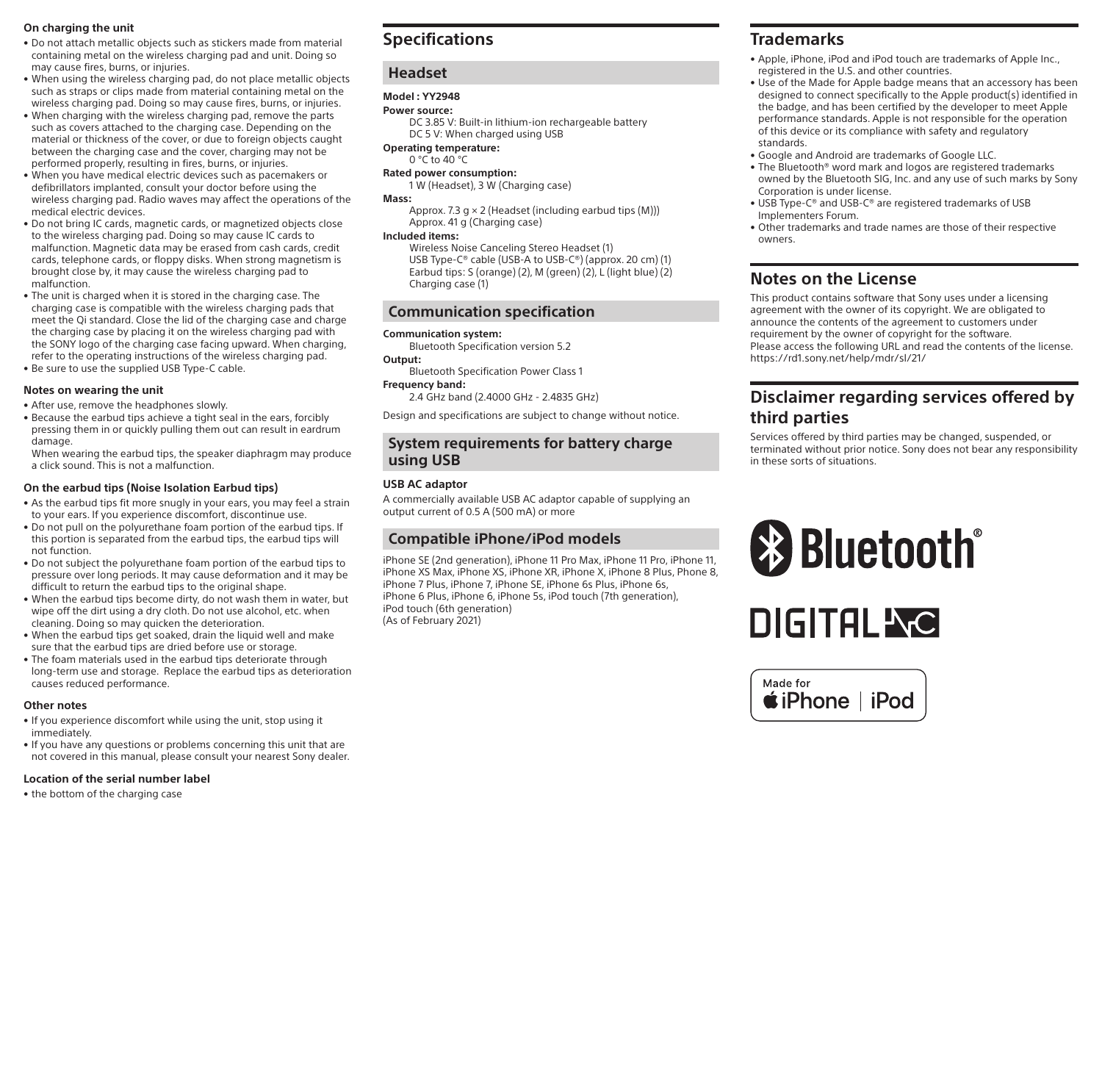### On charging the unit

- Do not attach metallic objects such as stickers made from material containing metal on the wireless charging pad and unit. Doing so may cause fires, burns, or injuries.
- When using the wireless charging pad, do not place metallic objects such as straps or clips made from material containing metal on the wireless charging pad. Doing so may cause fires, burns, or injuries.
- When charging with the wireless charging pad, remove the parts such as covers attached to the charging case. Depending on the material or thickness of the cover, or due to foreign objects caught between the charging case and the cover, charging may not be performed properly, resulting in fires, burns, or injuries.
- When you have medical electric devices such as pacemakers or defibrillators implanted, consult your doctor before using the wireless charging pad. Radio waves may affect the operations of the medical electric devices.
- Do not bring IC cards, magnetic cards, or magnetized objects close to the wireless charging pad. Doing so may cause IC cards to malfunction. Magnetic data may be erased from cash cards, credit cards, telephone cards, or floppy disks. When strong magnetism is brought close by, it may cause the wireless charging pad to malfunction.
- The unit is charged when it is stored in the charging case. The charging case is compatible with the wireless charging pads that meet the Qi standard. Close the lid of the charging case and charge the charging case by placing it on the wireless charging pad with the SONY logo of the charging case facing upward. When charging, refer to the operating instructions of the wireless charging pad.
- Be sure to use the supplied USB Type-C cable.

### Notes on wearing the unit

- After use, remove the headphones slowly.
- Because the earbud tips achieve a tight seal in the ears, forcibly pressing them in or quickly pulling them out can result in eardrum damage.
  When wearing the earbud tips, the speaker diaphragm may produce a click sound. This is not a malfunction.

### On the earbud tips (Noise Isolation Earbud tips)

- As the earbud tips fit more snugly in your ears, you may feel a strain to your ears. If you experience discomfort, discontinue use.
- Do not pull on the polyurethane foam portion of the earbud tips. If this portion is separated from the earbud tips, the earbud tips will not function.
- Do not subject the polyurethane foam portion of the earbud tips to pressure over long periods. It may cause deformation and it may be difficult to return the earbud tips to the original shape.
- When the earbud tips become dirty, do not wash them in water, but wipe off the dirt using a dry cloth. Do not use alcohol, etc. when cleaning. Doing so may quicken the deterioration.
- When the earbud tips get soaked, drain the liquid well and make sure that the earbud tips are dried before use or storage.
- The foam materials used in the earbud tips deteriorate through long-term use and storage. Replace the earbud tips as deterioration causes reduced performance.

### Other notes

- If you experience discomfort while using the unit, stop using it immediately.
- If you have any questions or problems concerning this unit that are not covered in this manual, please consult your nearest Sony dealer.

### Location of the serial number label

- the bottom of the charging case

## Specifications

### Headset

**Model : YY2948**

**Power source:**
DC 3.85 V: Built-in lithium-ion rechargeable battery
DC 5 V: When charged using USB

**Operating temperature:**
0 °C to 40 °C

**Rated power consumption:**
1 W (Headset), 3 W (Charging case)

**Mass:**
Approx. 7.3 g × 2 (Headset (including earbud tips (M)))
Approx. 41 g (Charging case)

**Included items:**
Wireless Noise Canceling Stereo Headset (1)
USB Type-C® cable (USB-A to USB-C®) (approx. 20 cm) (1)
Earbud tips: S (orange) (2), M (green) (2), L (light blue) (2)
Charging case (1)

### Communication specification

**Communication system:**
Bluetooth Specification version 5.2

**Output:**
Bluetooth Specification Power Class 1

**Frequency band:**
2.4 GHz band (2.4000 GHz - 2.4835 GHz)

Design and specifications are subject to change without notice.

### System requirements for battery charge using USB

**USB AC adaptor**

A commercially available USB AC adaptor capable of supplying an output current of 0.5 A (500 mA) or more

### Compatible iPhone/iPod models

iPhone SE (2nd generation), iPhone 11 Pro Max, iPhone 11 Pro, iPhone 11, iPhone XS Max, iPhone XS, iPhone XR, iPhone X, iPhone 8 Plus, Phone 8, iPhone 7 Plus, iPhone 7, iPhone SE, iPhone 6s Plus, iPhone 6s, iPhone 6 Plus, iPhone 6, iPhone 5s, iPod touch (7th generation), iPod touch (6th generation)
(As of February 2021)

## Trademarks

- Apple, iPhone, iPod and iPod touch are trademarks of Apple Inc., registered in the U.S. and other countries.
- Use of the Made for Apple badge means that an accessory has been designed to connect specifically to the Apple product(s) identified in the badge, and has been certified by the developer to meet Apple performance standards. Apple is not responsible for the operation of this device or its compliance with safety and regulatory standards.
- Google and Android are trademarks of Google LLC.
- The Bluetooth® word mark and logos are registered trademarks owned by the Bluetooth SIG, Inc. and any use of such marks by Sony Corporation is under license.
- USB Type-C® and USB-C® are registered trademarks of USB Implementers Forum.
- Other trademarks and trade names are those of their respective owners.

## Notes on the License

This product contains software that Sony uses under a licensing agreement with the owner of its copyright. We are obligated to announce the contents of the agreement to customers under requirement by the owner of copyright for the software.
Please access the following URL and read the contents of the license.
https://rd1.sony.net/help/mdr/sl/21/

## Disclaimer regarding services offered by third parties

Services offered by third parties may be changed, suspended, or terminated without prior notice. Sony does not bear any responsibility in these sorts of situations.

Bluetooth®

DIGITAL NC

Made for iPhone | iPod